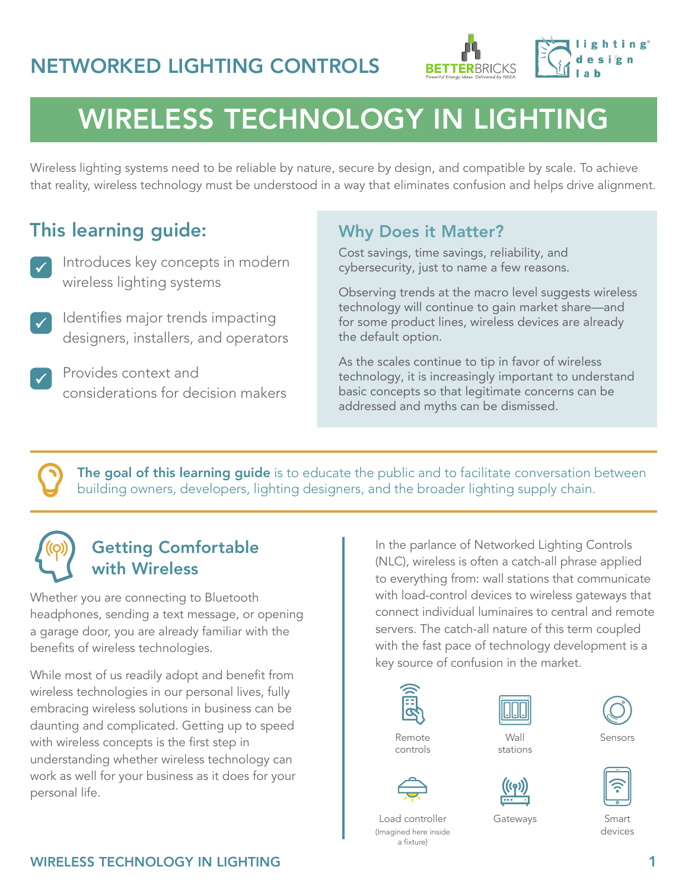NETWORKED LIGHTING CONTROLS

# WIRELESS TECHNOLOGY IN LIGHTING

Wireless lighting systems need to be reliable by nature, secure by design, and compatible by scale. To achieve that reality, wireless technology must be understood in a way that eliminates confusion and helps drive alignment.

## This learning guide:

- Introduces key concepts in modern wireless lighting systems
- Identifies major trends impacting designers, installers, and operators
- Provides context and considerations for decision makers

## Why Does it Matter?

Cost savings, time savings, reliability, and cybersecurity, just to name a few reasons.

Observing trends at the macro level suggests wireless technology will continue to gain market share—and for some product lines, wireless devices are already the default option.

As the scales continue to tip in favor of wireless technology, it is increasingly important to understand basic concepts so that legitimate concerns can be addressed and myths can be dismissed.

**The goal of this learning guide** is to educate the public and to facilitate conversation between building owners, developers, lighting designers, and the broader lighting supply chain.

## Getting Comfortable with Wireless

Whether you are connecting to Bluetooth headphones, sending a text message, or opening a garage door, you are already familiar with the benefits of wireless technologies.

While most of us readily adopt and benefit from wireless technologies in our personal lives, fully embracing wireless solutions in business can be daunting and complicated. Getting up to speed with wireless concepts is the first step in understanding whether wireless technology can work as well for your business as it does for your personal life.

In the parlance of Networked Lighting Controls (NLC), wireless is often a catch-all phrase applied to everything from: wall stations that communicate with load-control devices to wireless gateways that connect individual luminaires to central and remote servers. The catch-all nature of this term coupled with the fast pace of technology development is a key source of confusion in the market.

Remote controls

Wall stations

Sensors

Load controller (Imagined here inside a fixture)

Gateways

Smart devices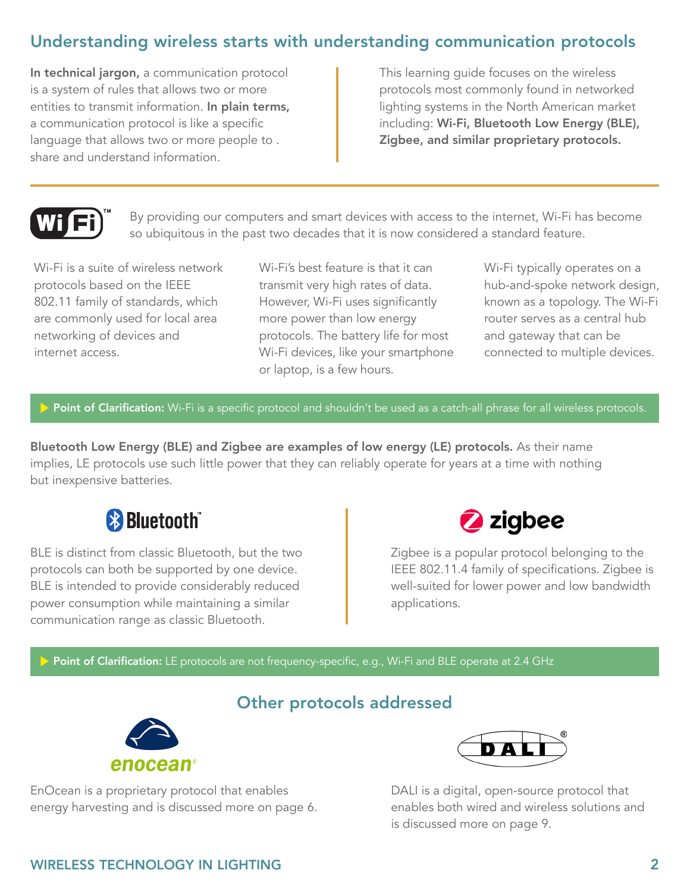## Understanding wireless starts with understanding communication protocols

**In technical jargon,** a communication protocol is a system of rules that allows two or more entities to transmit information. **In plain terms,** a communication protocol is like a specific language that allows two or more people to . share and understand information.

This learning guide focuses on the wireless protocols most commonly found in networked lighting systems in the North American market including: **Wi-Fi, Bluetooth Low Energy (BLE), Zigbee, and similar proprietary protocols.**

### Wi-Fi

By providing our computers and smart devices with access to the internet, Wi-Fi has become so ubiquitous in the past two decades that it is now considered a standard feature.

Wi-Fi is a suite of wireless network protocols based on the IEEE 802.11 family of standards, which are commonly used for local area networking of devices and internet access.

Wi-Fi's best feature is that it can transmit very high rates of data. However, Wi-Fi uses significantly more power than low energy protocols. The battery life for most Wi-Fi devices, like your smartphone or laptop, is a few hours.

Wi-Fi typically operates on a hub-and-spoke network design, known as a topology. The Wi-Fi router serves as a central hub and gateway that can be connected to multiple devices.

▶ **Point of Clarification:** Wi-Fi is a specific protocol and shouldn't be used as a catch-all phrase for all wireless protocols.

**Bluetooth Low Energy (BLE) and Zigbee are examples of low energy (LE) protocols.** As their name implies, LE protocols use such little power that they can reliably operate for years at a time with nothing but inexpensive batteries.

### Bluetooth

BLE is distinct from classic Bluetooth, but the two protocols can both be supported by one device. BLE is intended to provide considerably reduced power consumption while maintaining a similar communication range as classic Bluetooth.

### zigbee

Zigbee is a popular protocol belonging to the IEEE 802.11.4 family of specifications. Zigbee is well-suited for lower power and low bandwidth applications.

▶ **Point of Clarification:** LE protocols are not frequency-specific, e.g., Wi-Fi and BLE operate at 2.4 GHz

## Other protocols addressed

### enocean

EnOcean is a proprietary protocol that enables energy harvesting and is discussed more on page 6.

### DALI

DALI is a digital, open-source protocol that enables both wired and wireless solutions and is discussed more on page 9.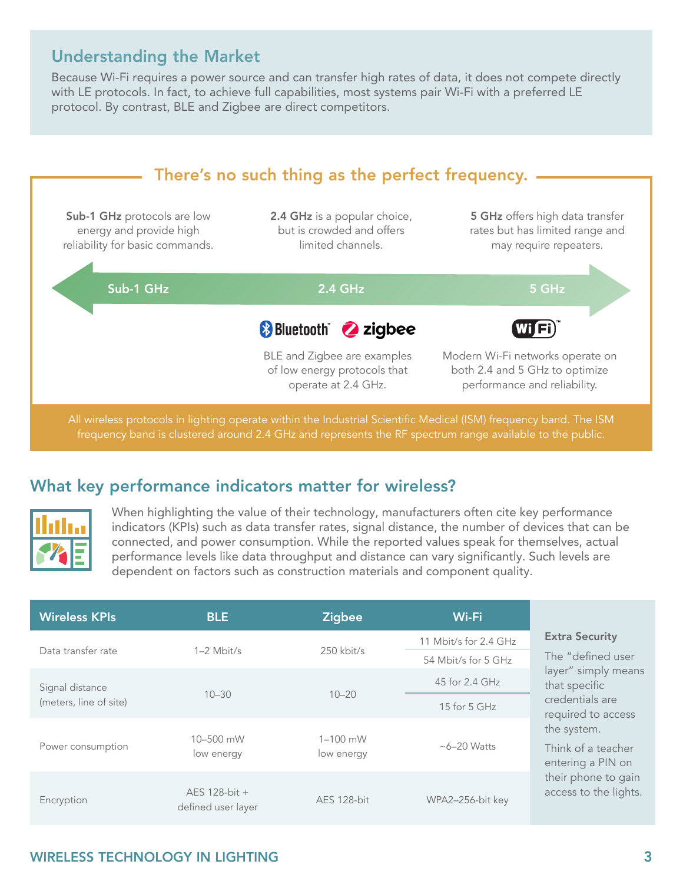## Understanding the Market

Because Wi-Fi requires a power source and can transfer high rates of data, it does not compete directly with LE protocols. In fact, to achieve full capabilities, most systems pair Wi-Fi with a preferred LE protocol. By contrast, BLE and Zigbee are direct competitors.

## There's no such thing as the perfect frequency.

**Sub-1 GHz** protocols are low energy and provide high reliability for basic commands.

**2.4 GHz** is a popular choice, but is crowded and offers limited channels.

**5 GHz** offers high data transfer rates but has limited range and may require repeaters.

Sub-1 GHz — 2.4 GHz — 5 GHz

Bluetooth® zigbee

BLE and Zigbee are examples of low energy protocols that operate at 2.4 GHz.

Wi-Fi™

Modern Wi-Fi networks operate on both 2.4 and 5 GHz to optimize performance and reliability.

All wireless protocols in lighting operate within the Industrial Scientific Medical (ISM) frequency band. The ISM frequency band is clustered around 2.4 GHz and represents the RF spectrum range available to the public.

## What key performance indicators matter for wireless?

When highlighting the value of their technology, manufacturers often cite key performance indicators (KPIs) such as data transfer rates, signal distance, the number of devices that can be connected, and power consumption. While the reported values speak for themselves, actual performance levels like data throughput and distance can vary significantly. Such levels are dependent on factors such as construction materials and component quality.

| Wireless KPIs | BLE | Zigbee | Wi-Fi |
|---|---|---|---|
| Data transfer rate | 1–2 Mbit/s | 250 kbit/s | 11 Mbit/s for 2.4 GHz<br>54 Mbit/s for 5 GHz |
| Signal distance (meters, line of site) | 10–30 | 10–20 | 45 for 2.4 GHz<br>15 for 5 GHz |
| Power consumption | 10–500 mW low energy | 1–100 mW low energy | ~6–20 Watts |
| Encryption | AES 128-bit + defined user layer | AES 128-bit | WPA2–256-bit key |

**Extra Security**

The "defined user layer" simply means that specific credentials are required to access the system.

Think of a teacher entering a PIN on their phone to gain access to the lights.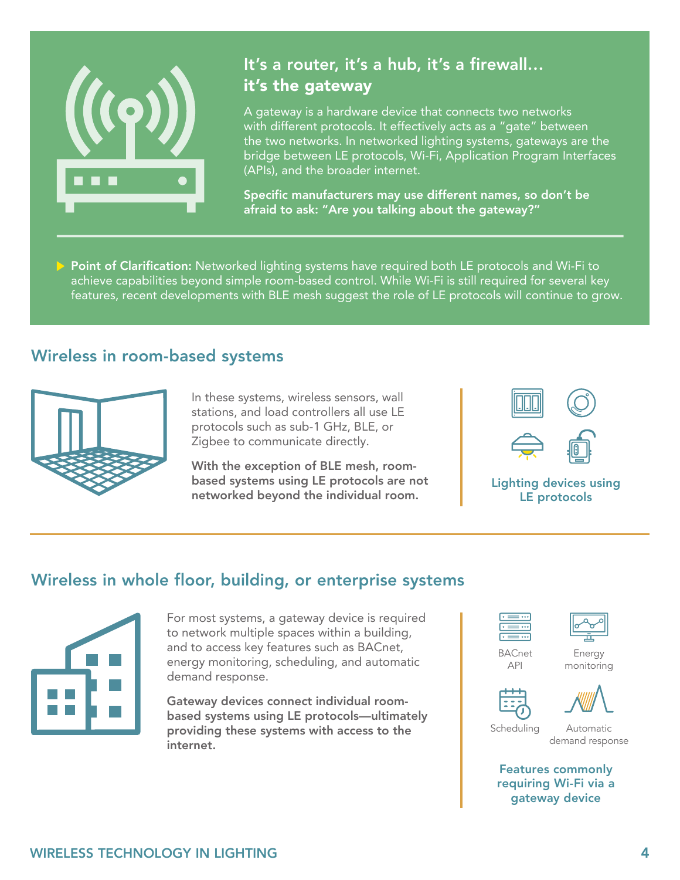## It's a router, it's a hub, it's a firewall… it's the gateway

A gateway is a hardware device that connects two networks with different protocols. It effectively acts as a "gate" between the two networks. In networked lighting systems, gateways are the bridge between LE protocols, Wi-Fi, Application Program Interfaces (APIs), and the broader internet.

**Specific manufacturers may use different names, so don't be afraid to ask: "Are you talking about the gateway?"**

▶ **Point of Clarification:** Networked lighting systems have required both LE protocols and Wi-Fi to achieve capabilities beyond simple room-based control. While Wi-Fi is still required for several key features, recent developments with BLE mesh suggest the role of LE protocols will continue to grow.

## Wireless in room-based systems

In these systems, wireless sensors, wall stations, and load controllers all use LE protocols such as sub-1 GHz, BLE, or Zigbee to communicate directly.

**With the exception of BLE mesh, room-based systems using LE protocols are not networked beyond the individual room.**

Lighting devices using LE protocols

## Wireless in whole floor, building, or enterprise systems

For most systems, a gateway device is required to network multiple spaces within a building, and to access key features such as BACnet, energy monitoring, scheduling, and automatic demand response.

**Gateway devices connect individual room-based systems using LE protocols—ultimately providing these systems with access to the internet.**

BACnet API

Energy monitoring

Scheduling

Automatic demand response

Features commonly requiring Wi-Fi via a gateway device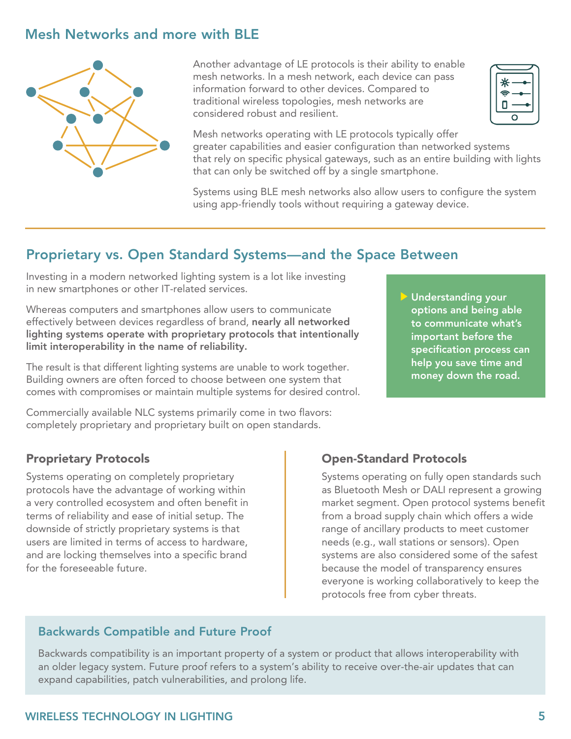## Mesh Networks and more with BLE

Another advantage of LE protocols is their ability to enable mesh networks. In a mesh network, each device can pass information forward to other devices. Compared to traditional wireless topologies, mesh networks are considered robust and resilient.

Mesh networks operating with LE protocols typically offer greater capabilities and easier configuration than networked systems that rely on specific physical gateways, such as an entire building with lights that can only be switched off by a single smartphone.

Systems using BLE mesh networks also allow users to configure the system using app-friendly tools without requiring a gateway device.

## Proprietary vs. Open Standard Systems—and the Space Between

Investing in a modern networked lighting system is a lot like investing in new smartphones or other IT-related services.

Whereas computers and smartphones allow users to communicate effectively between devices regardless of brand, **nearly all networked lighting systems operate with proprietary protocols that intentionally limit interoperability in the name of reliability.**

The result is that different lighting systems are unable to work together. Building owners are often forced to choose between one system that comes with compromises or maintain multiple systems for desired control.

Commercially available NLC systems primarily come in two flavors: completely proprietary and proprietary built on open standards.

**Understanding your options and being able to communicate what's important before the specification process can help you save time and money down the road.**

### Proprietary Protocols

Systems operating on completely proprietary protocols have the advantage of working within a very controlled ecosystem and often benefit in terms of reliability and ease of initial setup. The downside of strictly proprietary systems is that users are limited in terms of access to hardware, and are locking themselves into a specific brand for the foreseeable future.

### Open-Standard Protocols

Systems operating on fully open standards such as Bluetooth Mesh or DALI represent a growing market segment. Open protocol systems benefit from a broad supply chain which offers a wide range of ancillary products to meet customer needs (e.g., wall stations or sensors). Open systems are also considered some of the safest because the model of transparency ensures everyone is working collaboratively to keep the protocols free from cyber threats.

### Backwards Compatible and Future Proof

Backwards compatibility is an important property of a system or product that allows interoperability with an older legacy system. Future proof refers to a system's ability to receive over-the-air updates that can expand capabilities, patch vulnerabilities, and prolong life.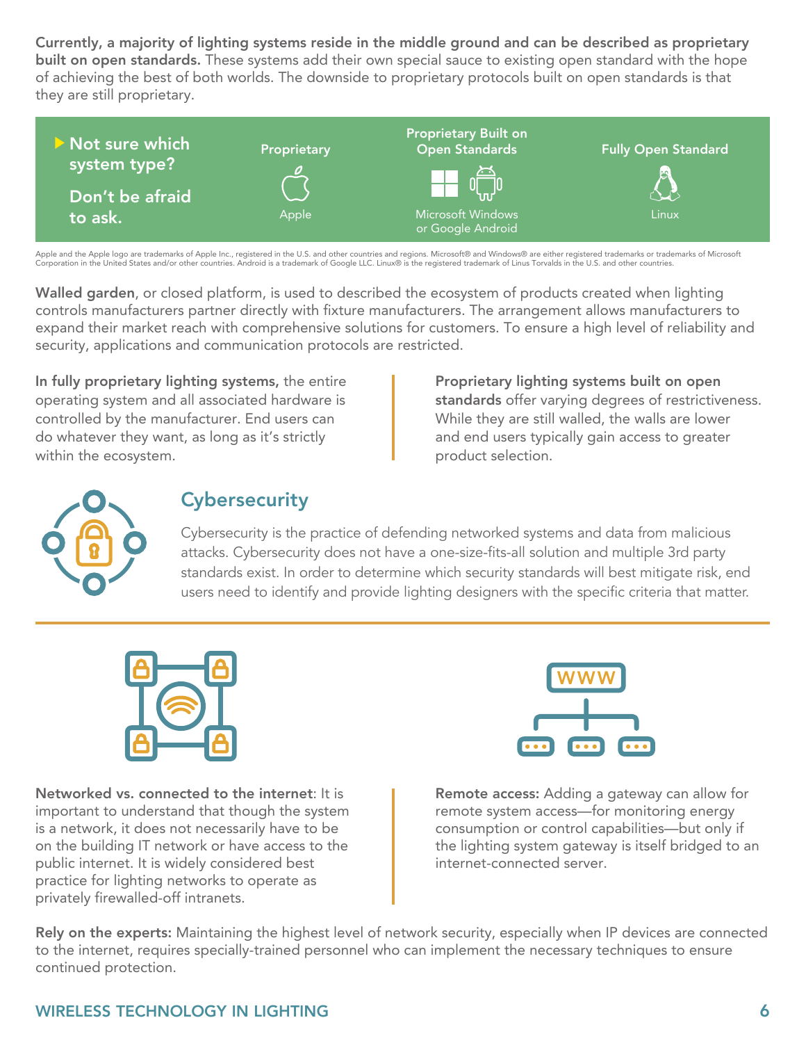**Currently, a majority of lighting systems reside in the middle ground and can be described as proprietary built on open standards.** These systems add their own special sauce to existing open standard with the hope of achieving the best of both worlds. The downside to proprietary protocols built on open standards is that they are still proprietary.

**Not sure which system type?**

**Don't be afraid to ask.**

| Proprietary | Proprietary Built on Open Standards | Fully Open Standard |
|---|---|---|
| Apple | Microsoft Windows or Google Android | Linux |

Apple and the Apple logo are trademarks of Apple Inc., registered in the U.S. and other countries and regions. Microsoft® and Windows® are either registered trademarks or trademarks of Microsoft Corporation in the United States and/or other countries. Android is a trademark of Google LLC. Linux® is the registered trademark of Linus Torvalds in the U.S. and other countries.

**Walled garden**, or closed platform, is used to described the ecosystem of products created when lighting controls manufacturers partner directly with fixture manufacturers. The arrangement allows manufacturers to expand their market reach with comprehensive solutions for customers. To ensure a high level of reliability and security, applications and communication protocols are restricted.

**In fully proprietary lighting systems,** the entire operating system and all associated hardware is controlled by the manufacturer. End users can do whatever they want, as long as it's strictly within the ecosystem.

**Proprietary lighting systems built on open standards** offer varying degrees of restrictiveness. While they are still walled, the walls are lower and end users typically gain access to greater product selection.

## Cybersecurity

Cybersecurity is the practice of defending networked systems and data from malicious attacks. Cybersecurity does not have a one-size-fits-all solution and multiple 3rd party standards exist. In order to determine which security standards will best mitigate risk, end users need to identify and provide lighting designers with the specific criteria that matter.

**Networked vs. connected to the internet**: It is important to understand that though the system is a network, it does not necessarily have to be on the building IT network or have access to the public internet. It is widely considered best practice for lighting networks to operate as privately firewalled-off intranets.

**Remote access:** Adding a gateway can allow for remote system access—for monitoring energy consumption or control capabilities—but only if the lighting system gateway is itself bridged to an internet-connected server.

**Rely on the experts:** Maintaining the highest level of network security, especially when IP devices are connected to the internet, requires specially-trained personnel who can implement the necessary techniques to ensure continued protection.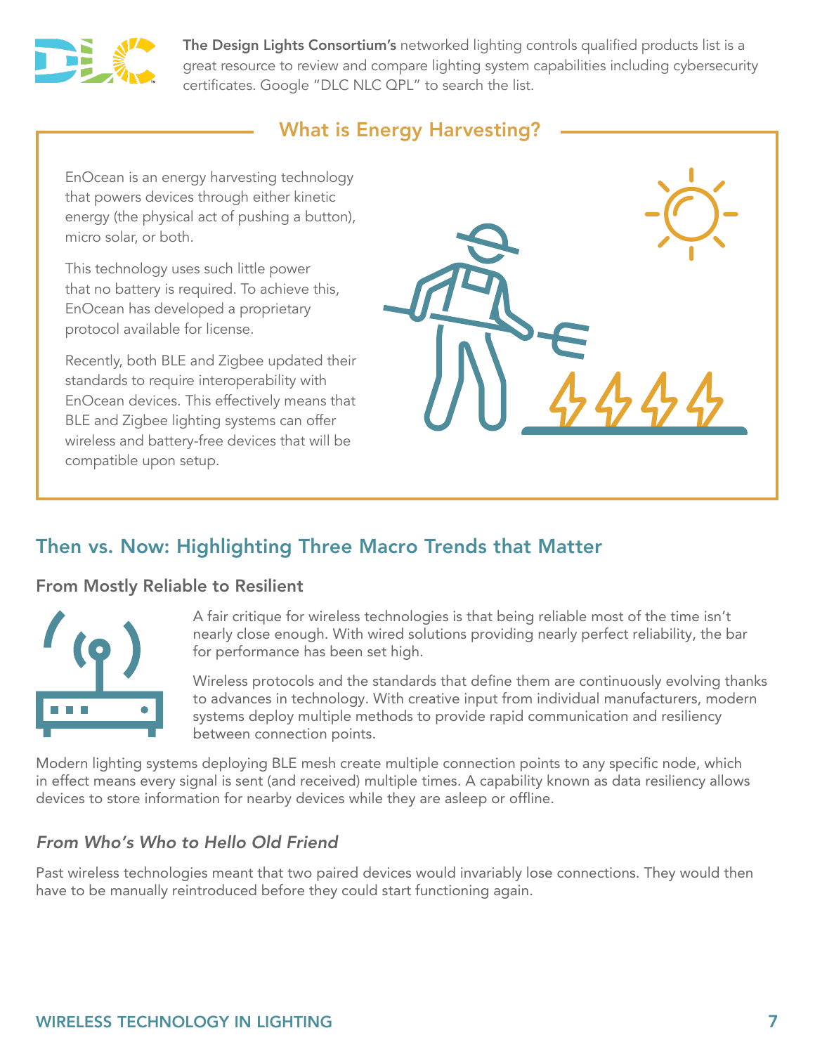**The Design Lights Consortium's** networked lighting controls qualified products list is a great resource to review and compare lighting system capabilities including cybersecurity certificates. Google "DLC NLC QPL" to search the list.

## What is Energy Harvesting?

EnOcean is an energy harvesting technology that powers devices through either kinetic energy (the physical act of pushing a button), micro solar, or both.

This technology uses such little power that no battery is required. To achieve this, EnOcean has developed a proprietary protocol available for license.

Recently, both BLE and Zigbee updated their standards to require interoperability with EnOcean devices. This effectively means that BLE and Zigbee lighting systems can offer wireless and battery-free devices that will be compatible upon setup.

## Then vs. Now: Highlighting Three Macro Trends that Matter

### From Mostly Reliable to Resilient

A fair critique for wireless technologies is that being reliable most of the time isn't nearly close enough. With wired solutions providing nearly perfect reliability, the bar for performance has been set high.

Wireless protocols and the standards that define them are continuously evolving thanks to advances in technology. With creative input from individual manufacturers, modern systems deploy multiple methods to provide rapid communication and resiliency between connection points.

Modern lighting systems deploying BLE mesh create multiple connection points to any specific node, which in effect means every signal is sent (and received) multiple times. A capability known as data resiliency allows devices to store information for nearby devices while they are asleep or offline.

### *From Who's Who to Hello Old Friend*

Past wireless technologies meant that two paired devices would invariably lose connections. They would then have to be manually reintroduced before they could start functioning again.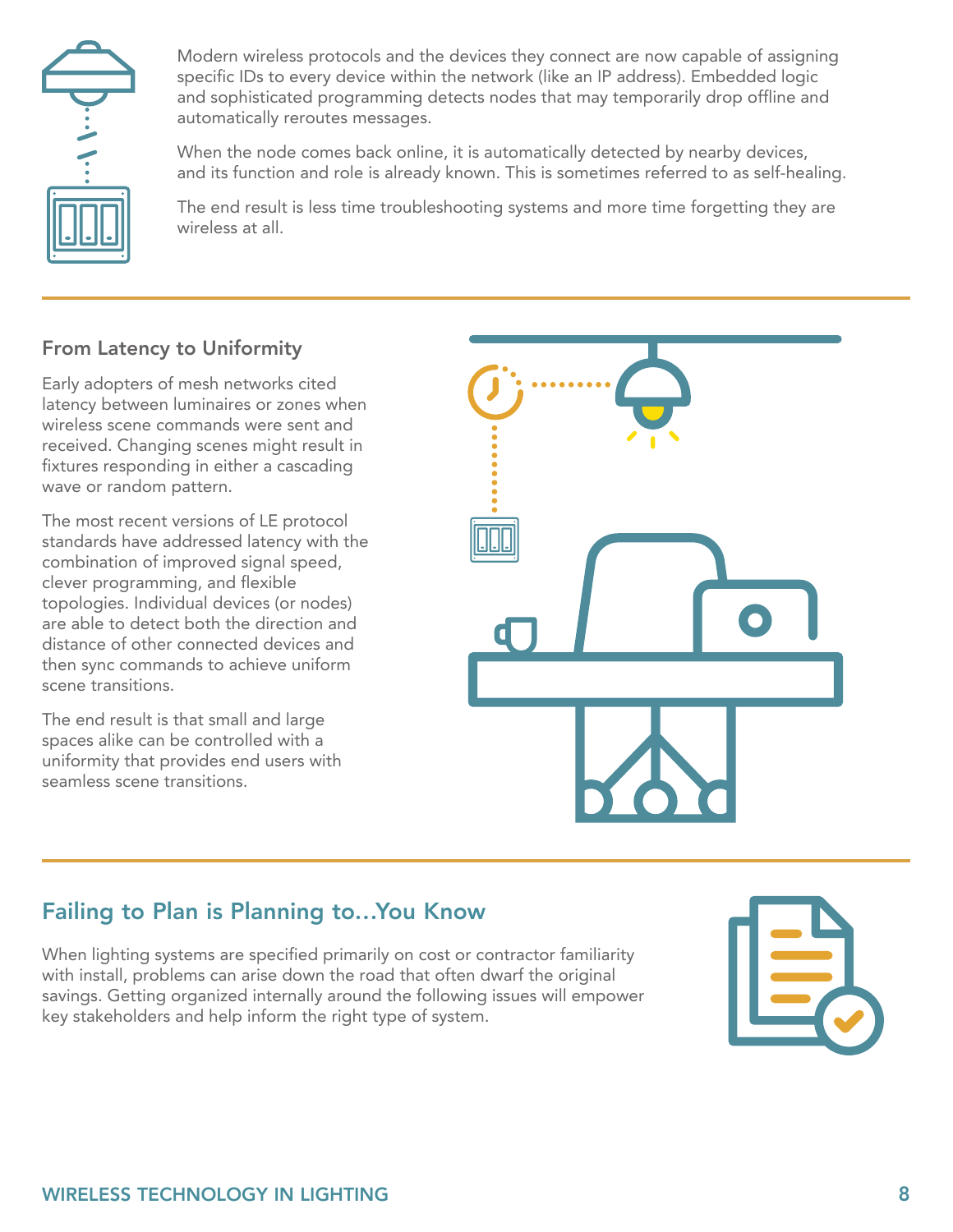Modern wireless protocols and the devices they connect are now capable of assigning specific IDs to every device within the network (like an IP address). Embedded logic and sophisticated programming detects nodes that may temporarily drop offline and automatically reroutes messages.

When the node comes back online, it is automatically detected by nearby devices, and its function and role is already known. This is sometimes referred to as self-healing.

The end result is less time troubleshooting systems and more time forgetting they are wireless at all.

### From Latency to Uniformity

Early adopters of mesh networks cited latency between luminaires or zones when wireless scene commands were sent and received. Changing scenes might result in fixtures responding in either a cascading wave or random pattern.

The most recent versions of LE protocol standards have addressed latency with the combination of improved signal speed, clever programming, and flexible topologies. Individual devices (or nodes) are able to detect both the direction and distance of other connected devices and then sync commands to achieve uniform scene transitions.

The end result is that small and large spaces alike can be controlled with a uniformity that provides end users with seamless scene transitions.

## Failing to Plan is Planning to...You Know

When lighting systems are specified primarily on cost or contractor familiarity with install, problems can arise down the road that often dwarf the original savings. Getting organized internally around the following issues will empower key stakeholders and help inform the right type of system.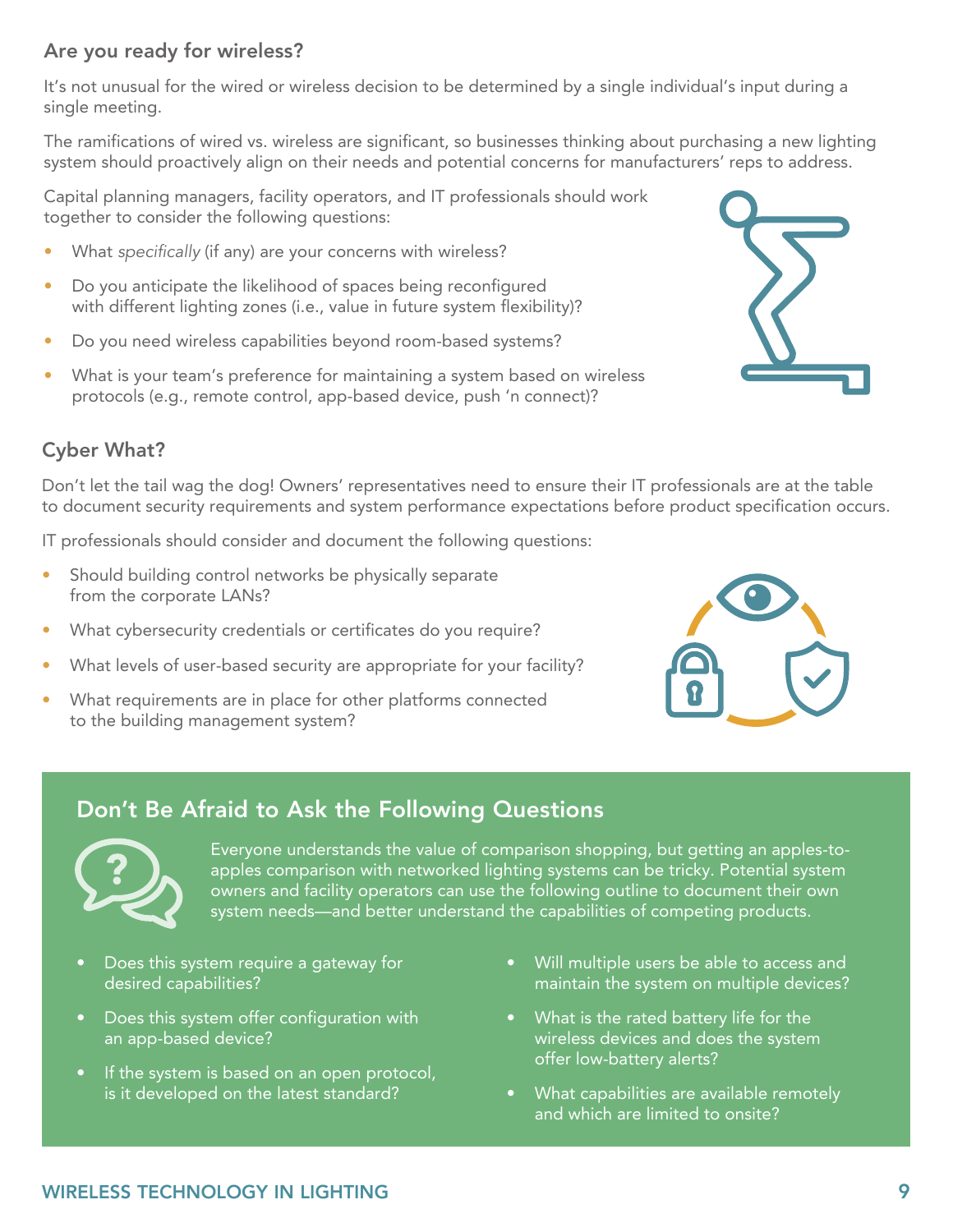## Are you ready for wireless?

It's not unusual for the wired or wireless decision to be determined by a single individual's input during a single meeting.

The ramifications of wired vs. wireless are significant, so businesses thinking about purchasing a new lighting system should proactively align on their needs and potential concerns for manufacturers' reps to address.

Capital planning managers, facility operators, and IT professionals should work together to consider the following questions:

- What *specifically* (if any) are your concerns with wireless?
- Do you anticipate the likelihood of spaces being reconfigured with different lighting zones (i.e., value in future system flexibility)?
- Do you need wireless capabilities beyond room-based systems?
- What is your team's preference for maintaining a system based on wireless protocols (e.g., remote control, app-based device, push 'n connect)?

## Cyber What?

Don't let the tail wag the dog! Owners' representatives need to ensure their IT professionals are at the table to document security requirements and system performance expectations before product specification occurs.

IT professionals should consider and document the following questions:

- Should building control networks be physically separate from the corporate LANs?
- What cybersecurity credentials or certificates do you require?
- What levels of user-based security are appropriate for your facility?
- What requirements are in place for other platforms connected to the building management system?

## Don't Be Afraid to Ask the Following Questions

Everyone understands the value of comparison shopping, but getting an apples-to-apples comparison with networked lighting systems can be tricky. Potential system owners and facility operators can use the following outline to document their own system needs—and better understand the capabilities of competing products.

- Does this system require a gateway for desired capabilities?
- Does this system offer configuration with an app-based device?
- If the system is based on an open protocol, is it developed on the latest standard?
- Will multiple users be able to access and maintain the system on multiple devices?
- What is the rated battery life for the wireless devices and does the system offer low-battery alerts?
- What capabilities are available remotely and which are limited to onsite?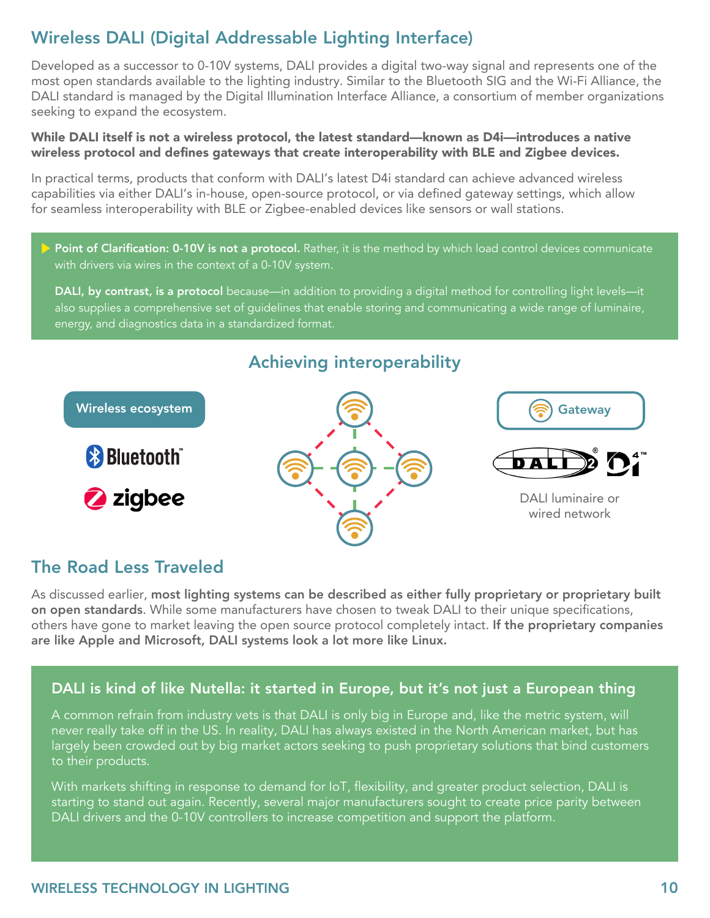## Wireless DALI (Digital Addressable Lighting Interface)

Developed as a successor to 0-10V systems, DALI provides a digital two-way signal and represents one of the most open standards available to the lighting industry. Similar to the Bluetooth SIG and the Wi-Fi Alliance, the DALI standard is managed by the Digital Illumination Interface Alliance, a consortium of member organizations seeking to expand the ecosystem.

**While DALI itself is not a wireless protocol, the latest standard—known as D4i—introduces a native wireless protocol and defines gateways that create interoperability with BLE and Zigbee devices.**

In practical terms, products that conform with DALI's latest D4i standard can achieve advanced wireless capabilities via either DALI's in-house, open-source protocol, or via defined gateway settings, which allow for seamless interoperability with BLE or Zigbee-enabled devices like sensors or wall stations.

> **Point of Clarification: 0-10V is not a protocol.** Rather, it is the method by which load control devices communicate with drivers via wires in the context of a 0-10V system.
>
> **DALI, by contrast, is a protocol** because—in addition to providing a digital method for controlling light levels—it also supplies a comprehensive set of guidelines that enable storing and communicating a wide range of luminaire, energy, and diagnostics data in a standardized format.

### Achieving interoperability

Wireless ecosystem

Bluetooth

zigbee

Gateway

DALI-2 D4i

DALI luminaire or wired network

## The Road Less Traveled

As discussed earlier, **most lighting systems can be described as either fully proprietary or proprietary built on open standards**. While some manufacturers have chosen to tweak DALI to their unique specifications, others have gone to market leaving the open source protocol completely intact. **If the proprietary companies are like Apple and Microsoft, DALI systems look a lot more like Linux.**

### DALI is kind of like Nutella: it started in Europe, but it's not just a European thing

A common refrain from industry vets is that DALI is only big in Europe and, like the metric system, will never really take off in the US. In reality, DALI has always existed in the North American market, but has largely been crowded out by big market actors seeking to push proprietary solutions that bind customers to their products.

With markets shifting in response to demand for IoT, flexibility, and greater product selection, DALI is starting to stand out again. Recently, several major manufacturers sought to create price parity between DALI drivers and the 0-10V controllers to increase competition and support the platform.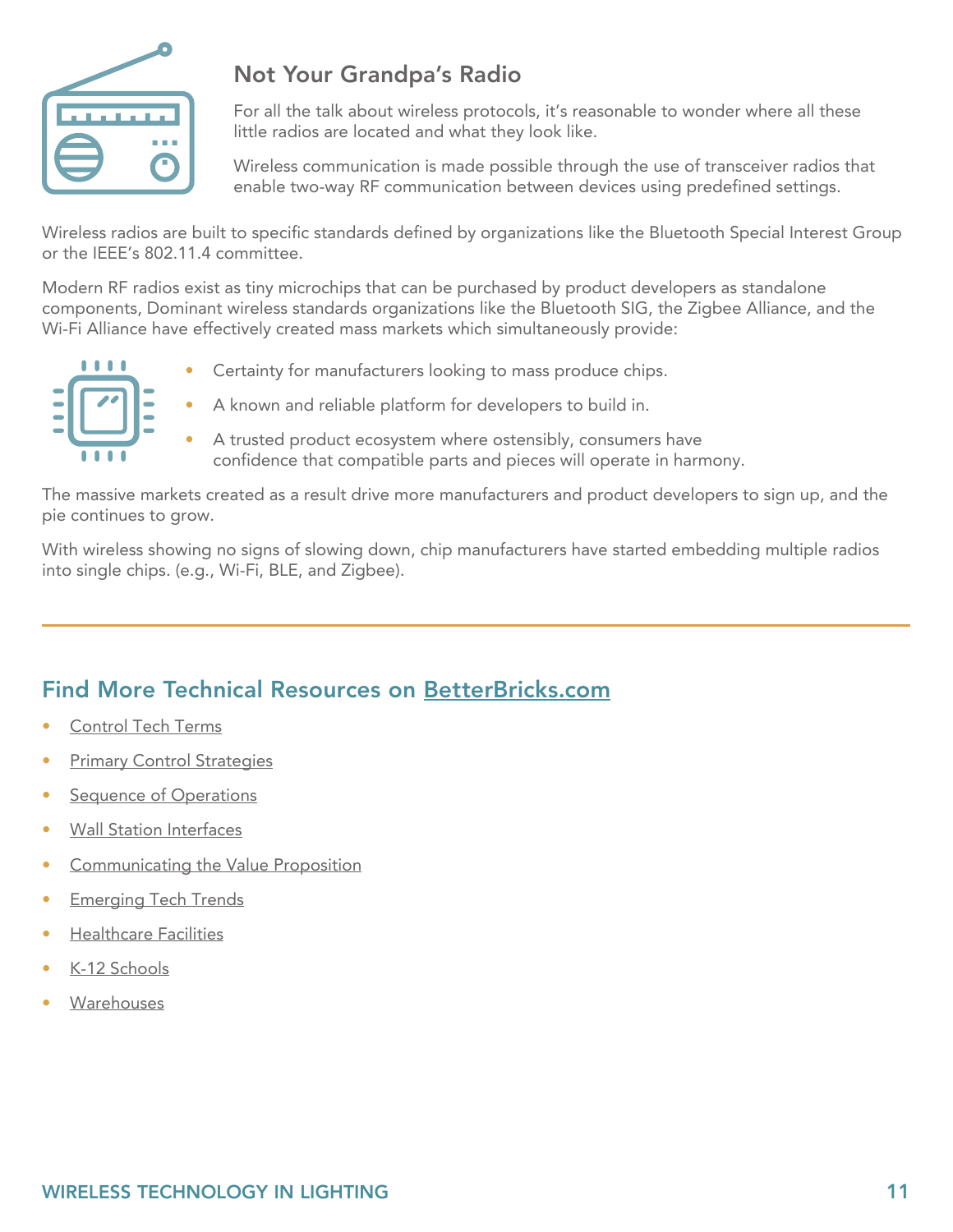## Not Your Grandpa's Radio

For all the talk about wireless protocols, it's reasonable to wonder where all these little radios are located and what they look like.

Wireless communication is made possible through the use of transceiver radios that enable two-way RF communication between devices using predefined settings.

Wireless radios are built to specific standards defined by organizations like the Bluetooth Special Interest Group or the IEEE's 802.11.4 committee.

Modern RF radios exist as tiny microchips that can be purchased by product developers as standalone components, Dominant wireless standards organizations like the Bluetooth SIG, the Zigbee Alliance, and the Wi-Fi Alliance have effectively created mass markets which simultaneously provide:

- Certainty for manufacturers looking to mass produce chips.
- A known and reliable platform for developers to build in.
- A trusted product ecosystem where ostensibly, consumers have confidence that compatible parts and pieces will operate in harmony.

The massive markets created as a result drive more manufacturers and product developers to sign up, and the pie continues to grow.

With wireless showing no signs of slowing down, chip manufacturers have started embedding multiple radios into single chips. (e.g., Wi-Fi, BLE, and Zigbee).

---

## Find More Technical Resources on BetterBricks.com

- Control Tech Terms
- Primary Control Strategies
- Sequence of Operations
- Wall Station Interfaces
- Communicating the Value Proposition
- Emerging Tech Trends
- Healthcare Facilities
- K-12 Schools
- Warehouses